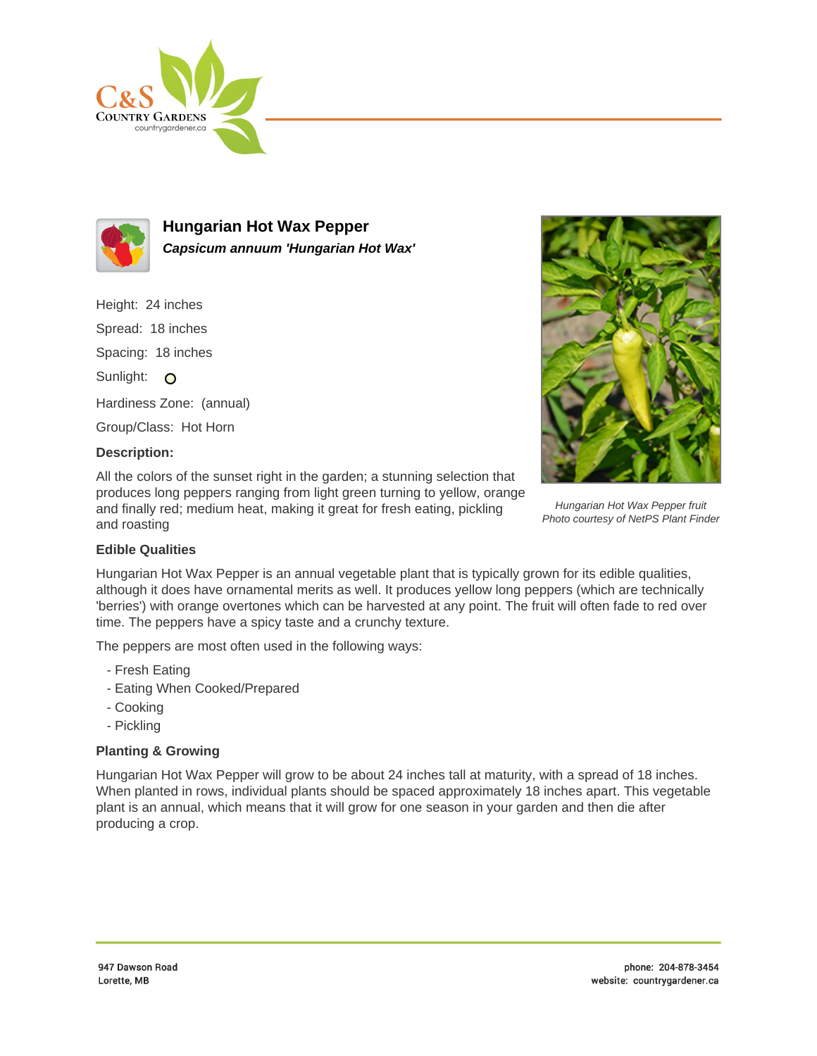# Hungarian Hot Wax Pepper

***Capsicum annuum 'Hungarian Hot Wax'***

Height: 24 inches

Spread: 18 inches

Spacing: 18 inches

Sunlight: O

Hardiness Zone: (annual)

Group/Class: Hot Horn

**Description:**

All the colors of the sunset right in the garden; a stunning selection that produces long peppers ranging from light green turning to yellow, orange and finally red; medium heat, making it great for fresh eating, pickling and roasting

*Hungarian Hot Wax Pepper fruit*
*Photo courtesy of NetPS Plant Finder*

**Edible Qualities**

Hungarian Hot Wax Pepper is an annual vegetable plant that is typically grown for its edible qualities, although it does have ornamental merits as well. It produces yellow long peppers (which are technically 'berries') with orange overtones which can be harvested at any point. The fruit will often fade to red over time. The peppers have a spicy taste and a crunchy texture.

The peppers are most often used in the following ways:

- Fresh Eating
- Eating When Cooked/Prepared
- Cooking
- Pickling

**Planting & Growing**

Hungarian Hot Wax Pepper will grow to be about 24 inches tall at maturity, with a spread of 18 inches. When planted in rows, individual plants should be spaced approximately 18 inches apart. This vegetable plant is an annual, which means that it will grow for one season in your garden and then die after producing a crop.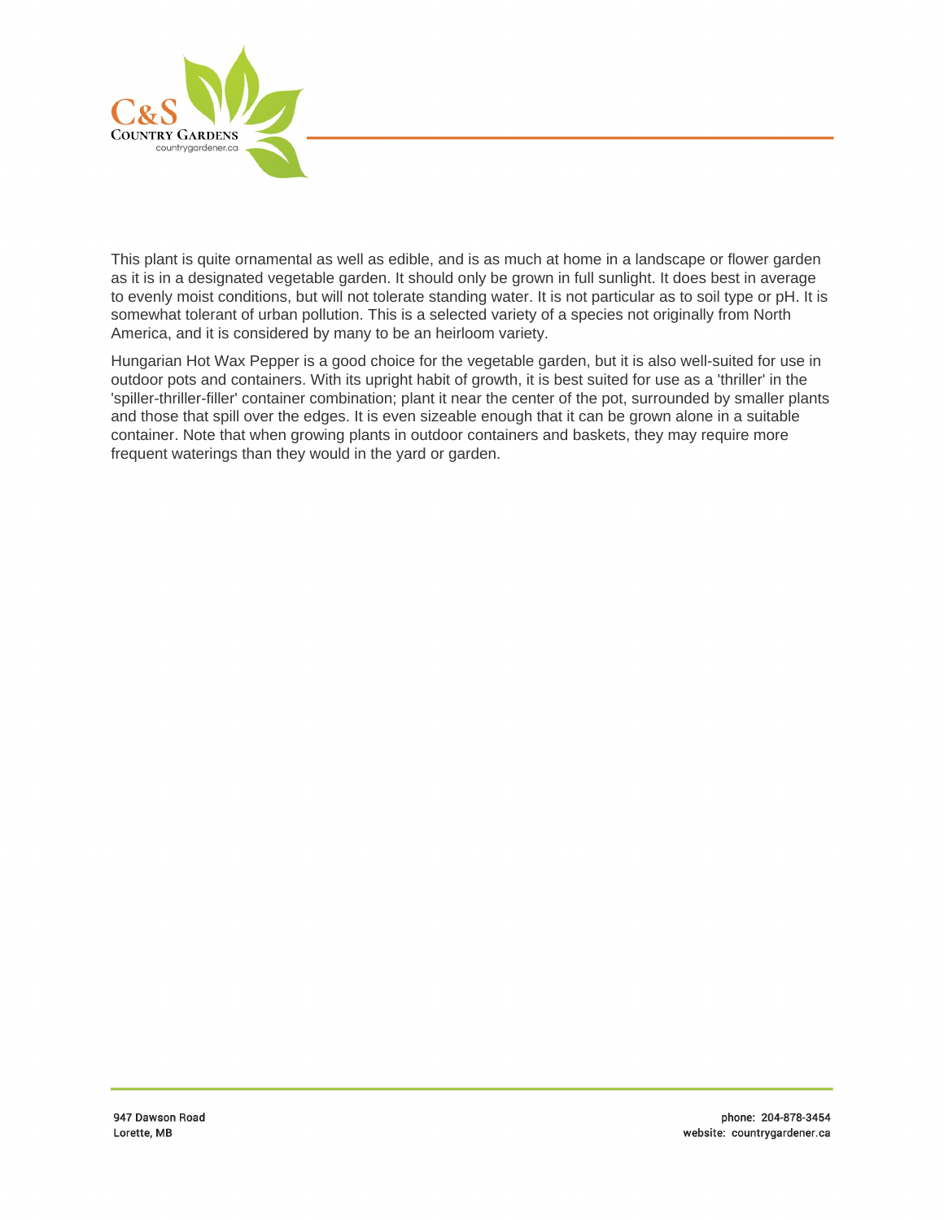This plant is quite ornamental as well as edible, and is as much at home in a landscape or flower garden as it is in a designated vegetable garden. It should only be grown in full sunlight. It does best in average to evenly moist conditions, but will not tolerate standing water. It is not particular as to soil type or pH. It is somewhat tolerant of urban pollution. This is a selected variety of a species not originally from North America, and it is considered by many to be an heirloom variety.

Hungarian Hot Wax Pepper is a good choice for the vegetable garden, but it is also well-suited for use in outdoor pots and containers. With its upright habit of growth, it is best suited for use as a 'thriller' in the 'spiller-thriller-filler' container combination; plant it near the center of the pot, surrounded by smaller plants and those that spill over the edges. It is even sizeable enough that it can be grown alone in a suitable container. Note that when growing plants in outdoor containers and baskets, they may require more frequent waterings than they would in the yard or garden.